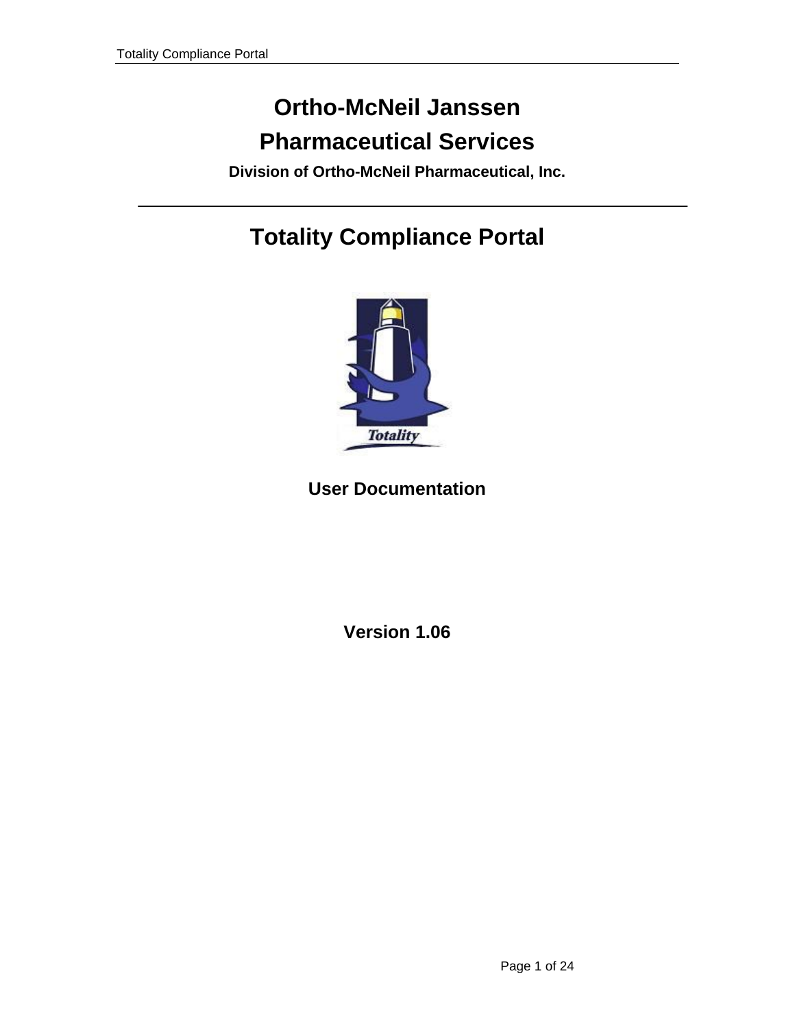# Ortho-McNeil Janssen Pharmaceutical Services

**Division of Ortho-McNeil Pharmaceutical, Inc.**

---

# Totality Compliance Portal

Totality

## User Documentation

## Version 1.06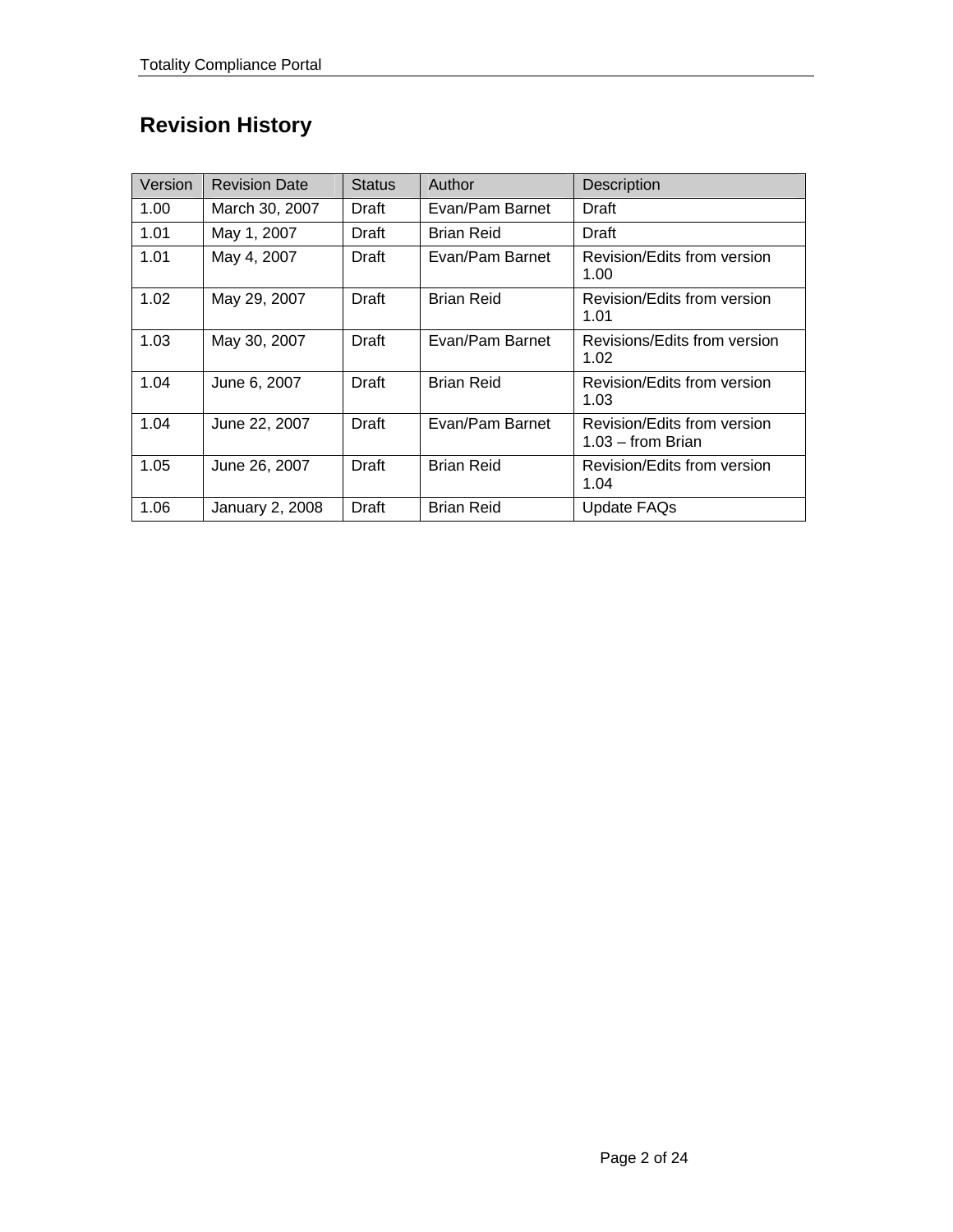# Revision History

| Version | Revision Date | Status | Author | Description |
|---|---|---|---|---|
| 1.00 | March 30, 2007 | Draft | Evan/Pam Barnet | Draft |
| 1.01 | May 1, 2007 | Draft | Brian Reid | Draft |
| 1.01 | May 4, 2007 | Draft | Evan/Pam Barnet | Revision/Edits from version 1.00 |
| 1.02 | May 29, 2007 | Draft | Brian Reid | Revision/Edits from version 1.01 |
| 1.03 | May 30, 2007 | Draft | Evan/Pam Barnet | Revisions/Edits from version 1.02 |
| 1.04 | June 6, 2007 | Draft | Brian Reid | Revision/Edits from version 1.03 |
| 1.04 | June 22, 2007 | Draft | Evan/Pam Barnet | Revision/Edits from version 1.03 – from Brian |
| 1.05 | June 26, 2007 | Draft | Brian Reid | Revision/Edits from version 1.04 |
| 1.06 | January 2, 2008 | Draft | Brian Reid | Update FAQs |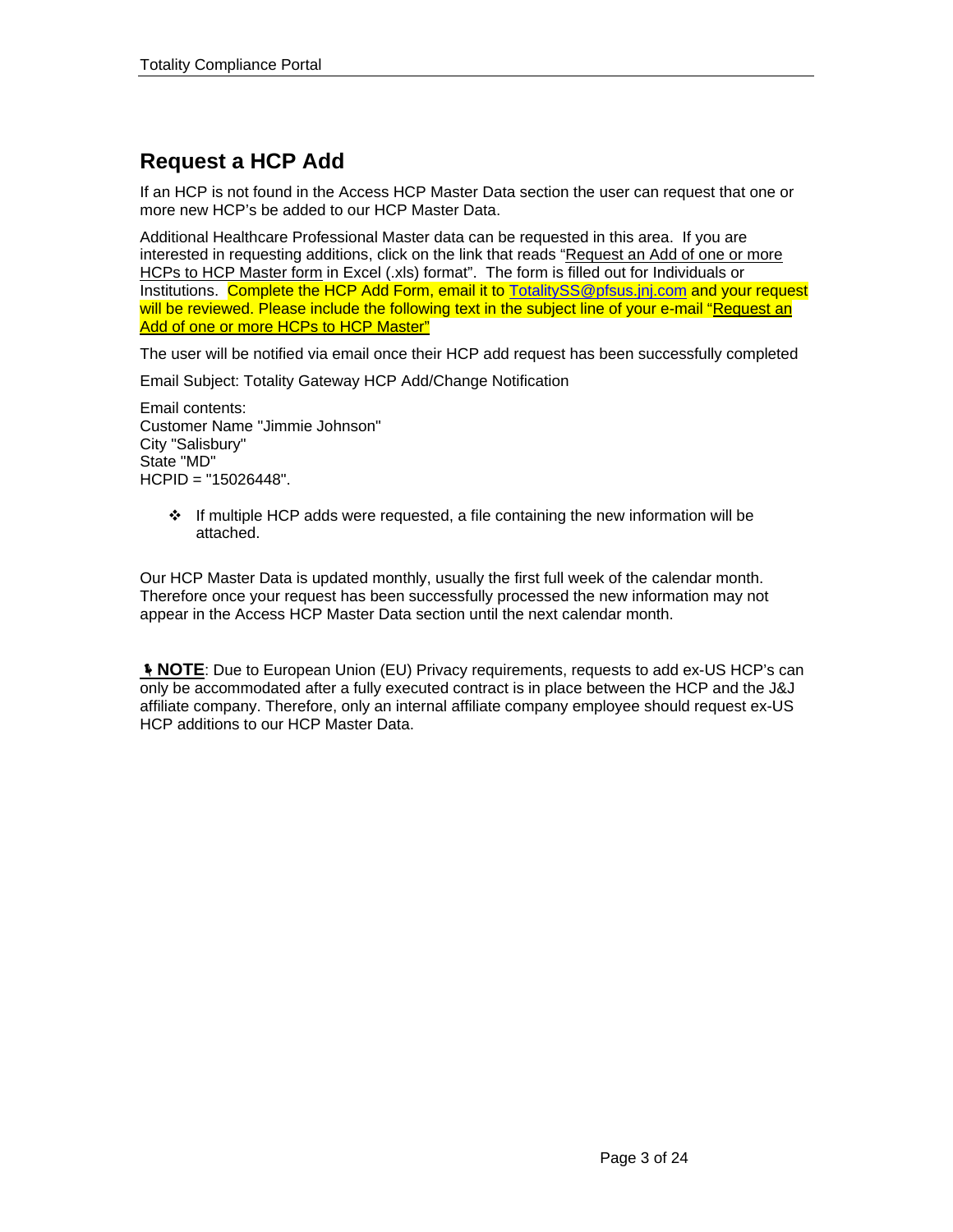## Request a HCP Add

If an HCP is not found in the Access HCP Master Data section the user can request that one or more new HCP's be added to our HCP Master Data.

Additional Healthcare Professional Master data can be requested in this area. If you are interested in requesting additions, click on the link that reads "Request an Add of one or more HCPs to HCP Master form in Excel (.xls) format". The form is filled out for Individuals or Institutions. Complete the HCP Add Form, email it to TotalitySS@pfsus.jnj.com and your request will be reviewed. Please include the following text in the subject line of your e-mail "Request an Add of one or more HCPs to HCP Master"

The user will be notified via email once their HCP add request has been successfully completed

Email Subject: Totality Gateway HCP Add/Change Notification

Email contents:
Customer Name "Jimmie Johnson"
City "Salisbury"
State "MD"
HCPID = "15026448".

- If multiple HCP adds were requested, a file containing the new information will be attached.

Our HCP Master Data is updated monthly, usually the first full week of the calendar month. Therefore once your request has been successfully processed the new information may not appear in the Access HCP Master Data section until the next calendar month.

**NOTE**: Due to European Union (EU) Privacy requirements, requests to add ex-US HCP's can only be accommodated after a fully executed contract is in place between the HCP and the J&J affiliate company. Therefore, only an internal affiliate company employee should request ex-US HCP additions to our HCP Master Data.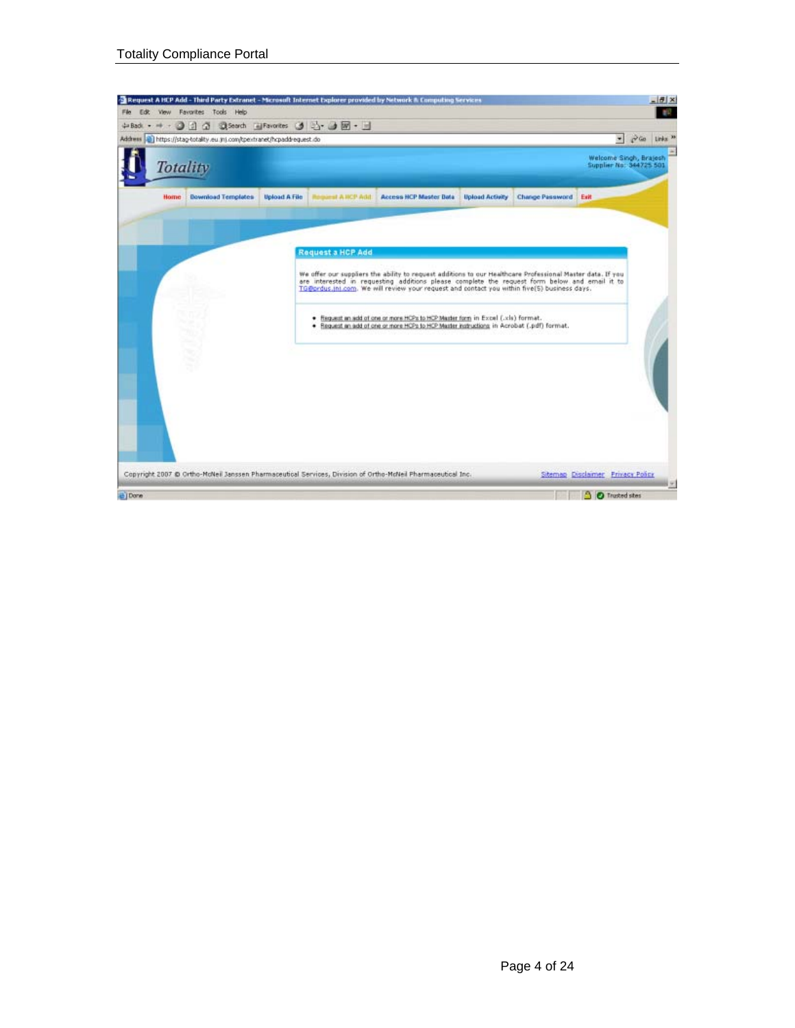Request A HCP Add - Third Party Extranet - Microsoft Internet Explorer provided by Network & Computing Services

File Edit View Favorites Tools Help

Address https://stag-totality.eu.jnj.com/tpextranet/hcpaddrequest.do

Totality

Welcome Singh, Brajesh
Supplier No: 344725 501

Home | Download Templates | Upload A File | Request A HCP Add | Access HCP Master Data | Upload Activity | Change Password | Exit

## Request a HCP Add

We offer our suppliers the ability to request additions to our Healthcare Professional Master data. If you are interested in requesting additions please complete the request form below and email it to TG@prdus.jnj.com. We will review your request and contact you within five(5) business days.

- Request an add of one or more HCPs to HCP Master form in Excel (.xls) format.
- Request an add of one or more HCPs to HCP Master instructions in Acrobat (.pdf) format.

Copyright 2007 © Ortho-McNeil Janssen Pharmaceutical Services, Division of Ortho-McNeil Pharmaceutical Inc.

Sitemap Disclaimer Privacy Policy

Done | Trusted sites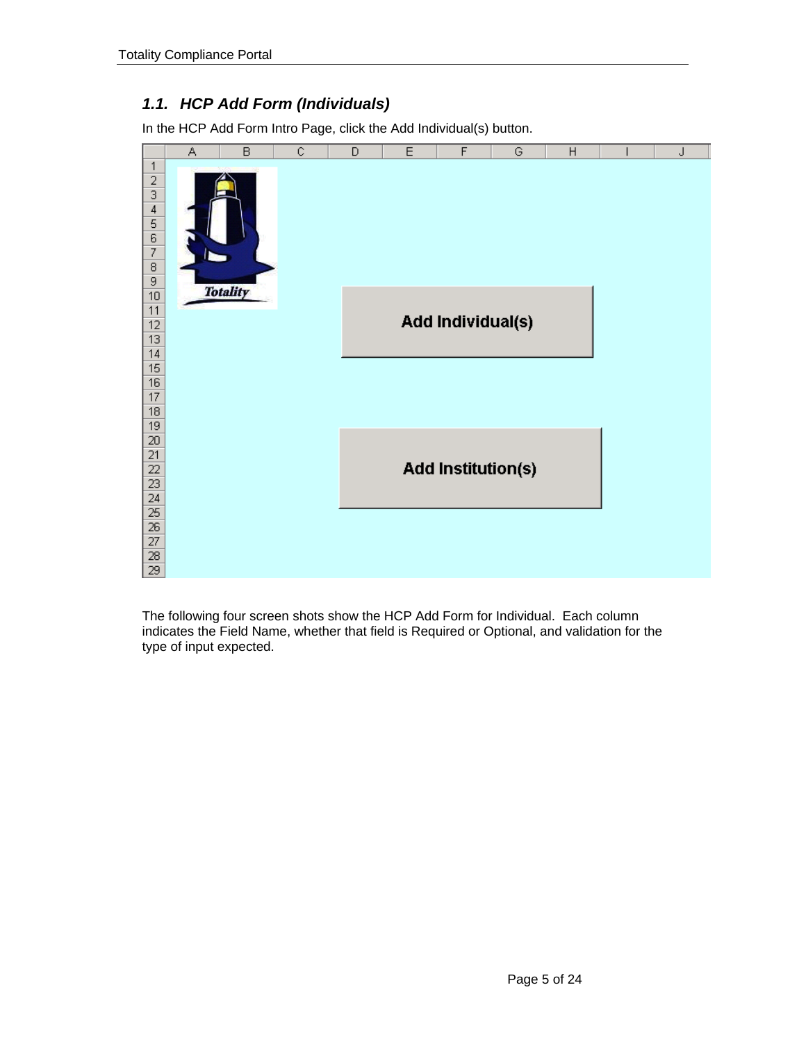### 1.1. *HCP Add Form (Individuals)*

In the HCP Add Form Intro Page, click the Add Individual(s) button.

The following four screen shots show the HCP Add Form for Individual. Each column indicates the Field Name, whether that field is Required or Optional, and validation for the type of input expected.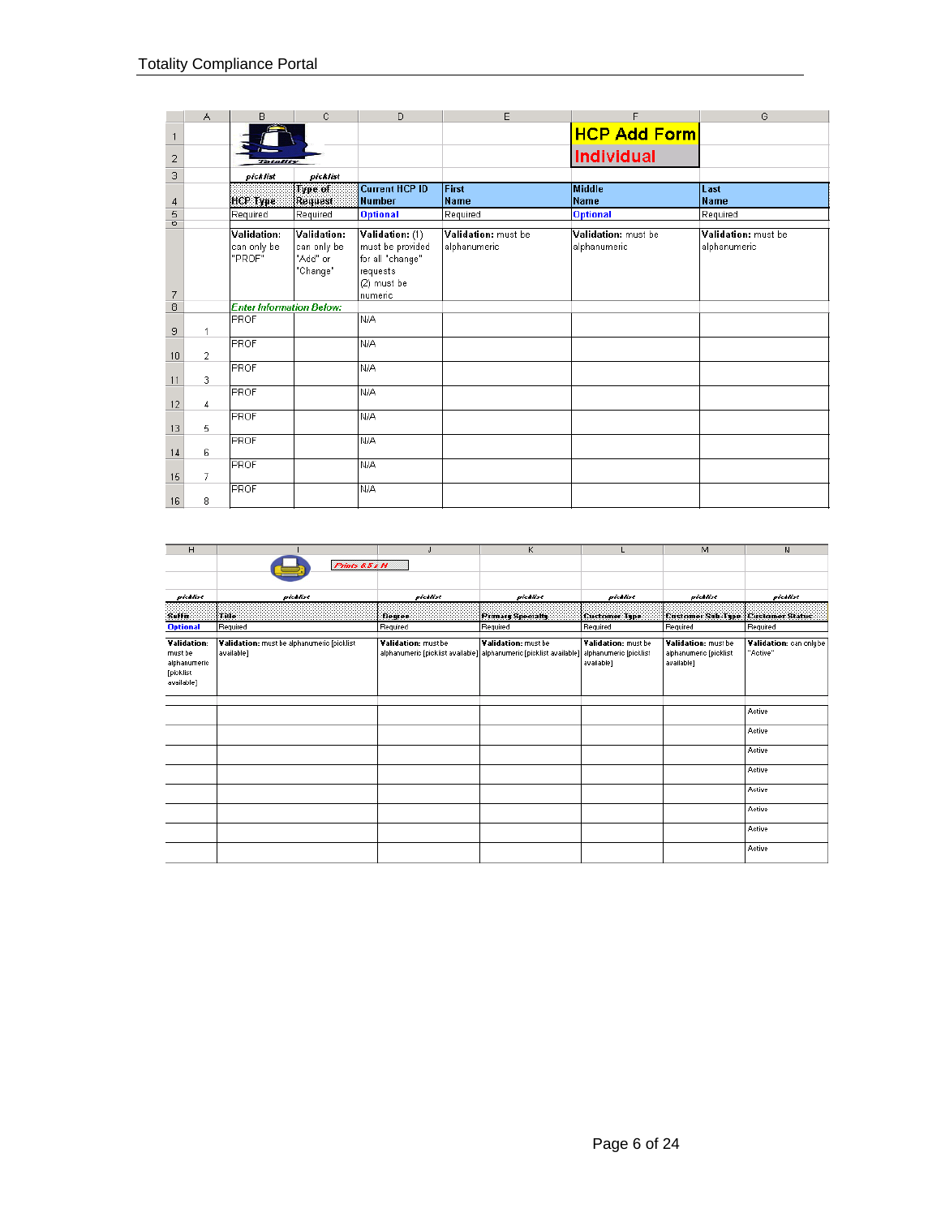**HCP Add Form**

**Individual**

| | A | B | C | D | E | F | G |
|---|---|---|---|---|---|---|---|
| 3 | | *picklist* | *picklist* | | | | |
| 4 | | HCP Type | Type of Request | Current HCP ID Number | First Name | Middle Name | Last Name |
| 5 | | Required | Required | **Optional** | Required | **Optional** | Required |
| 7 | | **Validation:** can only be "PROF" | **Validation:** can only be "Add" or "Change" | **Validation:** (1) must be provided for all "change" requests (2) must be numeric | **Validation:** must be alphanumeric | **Validation:** must be alphanumeric | **Validation:** must be alphanumeric |
| 8 | | *Enter Information Below:* | | | | | |
| 9 | 1 | PROF | | N/A | | | |
| 10 | 2 | PROF | | N/A | | | |
| 11 | 3 | PROF | | N/A | | | |
| 12 | 4 | PROF | | N/A | | | |
| 13 | 5 | PROF | | N/A | | | |
| 14 | 6 | PROF | | N/A | | | |
| 15 | 7 | PROF | | N/A | | | |
| 16 | 8 | PROF | | N/A | | | |

*Prints 8.5 x 11*

| H | I | J | K | L | M | N |
|---|---|---|---|---|---|---|
| *picklist* | *picklist* | *picklist* | *picklist* | *picklist* | *picklist* | *picklist* |
| Suffix | Title | Degree | Primary Specialty | Customer Type | Customer Sub-Type | Customer Status |
| **Optional** | Required | Required | Required | Required | Required | Required |
| **Validation:** must be alphanumeric [picklist available] | **Validation:** must be alphanumeric [picklist available] | **Validation:** must be alphanumeric [picklist available] | **Validation:** must be alphanumeric [picklist available] | **Validation:** must be alphanumeric [picklist available] | **Validation:** must be alphanumeric [picklist available] | **Validation:** can only be "Active" |
| | | | | | | Active |
| | | | | | | Active |
| | | | | | | Active |
| | | | | | | Active |
| | | | | | | Active |
| | | | | | | Active |
| | | | | | | Active |
| | | | | | | Active |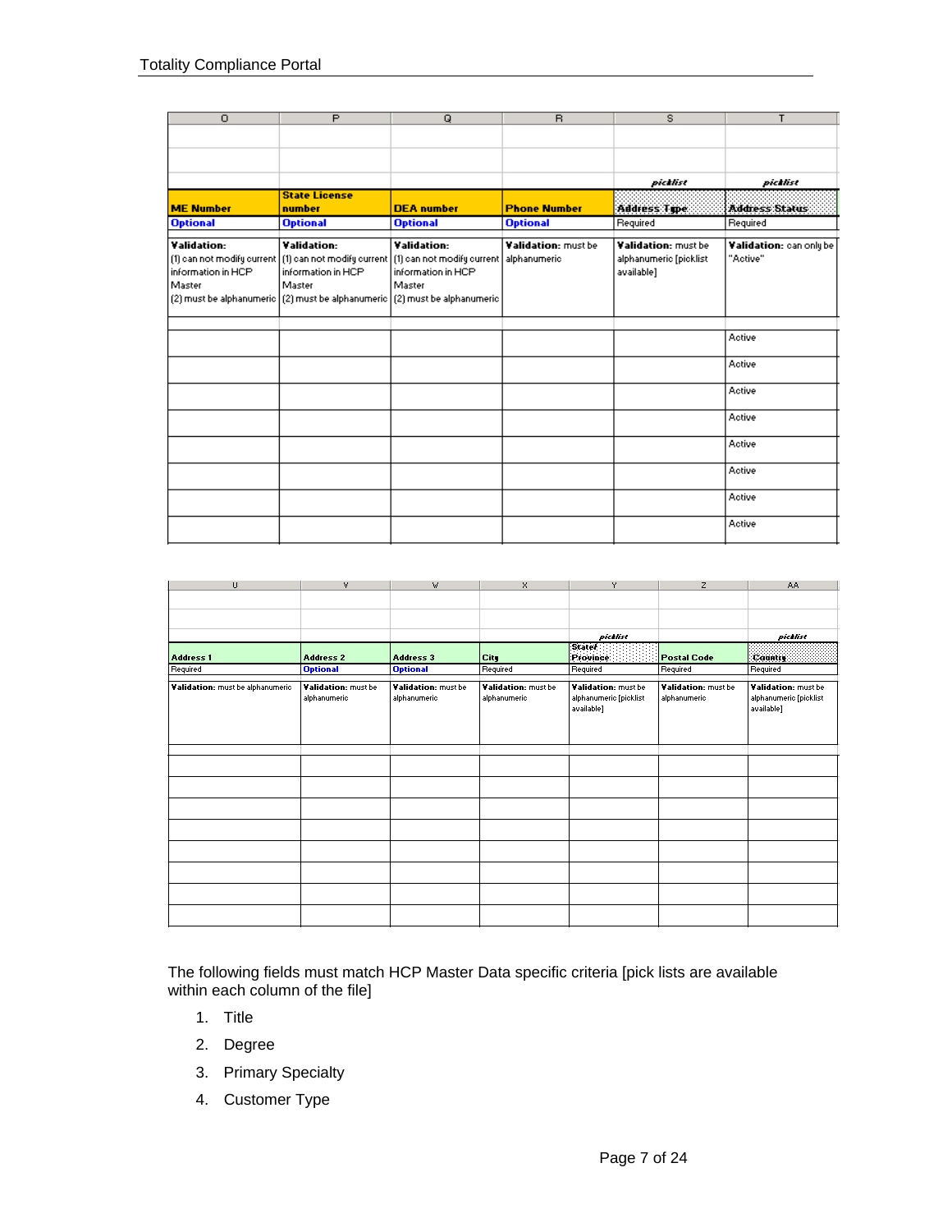| O | P | Q | R | S | T |
|---|---|---|---|---|---|
| | | | | | |
| | | | | | |
| | | | | *picklist* | *picklist* |
| **ME Number** | **State License number** | **DEA number** | **Phone Number** | **Address Type** | **Address Status** |
| **Optional** | **Optional** | **Optional** | **Optional** | Required | Required |
| **Validation:** (1) can not modify current information in HCP Master (2) must be alphanumeric | **Validation:** (1) can not modify current information in HCP Master (2) must be alphanumeric | **Validation:** (1) can not modify current information in HCP Master (2) must be alphanumeric | **Validation:** must be alphanumeric | **Validation:** must be alphanumeric [picklist available] | **Validation:** can only be "Active" |
| | | | | | |
| | | | | | Active |
| | | | | | Active |
| | | | | | Active |
| | | | | | Active |
| | | | | | Active |
| | | | | | Active |
| | | | | | Active |
| | | | | | Active |

| U | V | W | X | Y | Z | AA |
|---|---|---|---|---|---|---|
| | | | | | | |
| | | | | | | |
| | | | | *picklist* | | *picklist* |
| **Address 1** | **Address 2** | **Address 3** | **City** | **State/ Province** | **Postal Code** | **Country** |
| Required | **Optional** | **Optional** | Required | Required | Required | Required |
| **Validation:** must be alphanumeric | **Validation:** must be alphanumeric | **Validation:** must be alphanumeric | **Validation:** must be alphanumeric | **Validation:** must be alphanumeric [picklist available] | **Validation:** must be alphanumeric | **Validation:** must be alphanumeric [picklist available] |
| | | | | | | |
| | | | | | | |
| | | | | | | |
| | | | | | | |
| | | | | | | |
| | | | | | | |
| | | | | | | |
| | | | | | | |
| | | | | | | |

The following fields must match HCP Master Data specific criteria [pick lists are available within each column of the file]

1. Title
2. Degree
3. Primary Specialty
4. Customer Type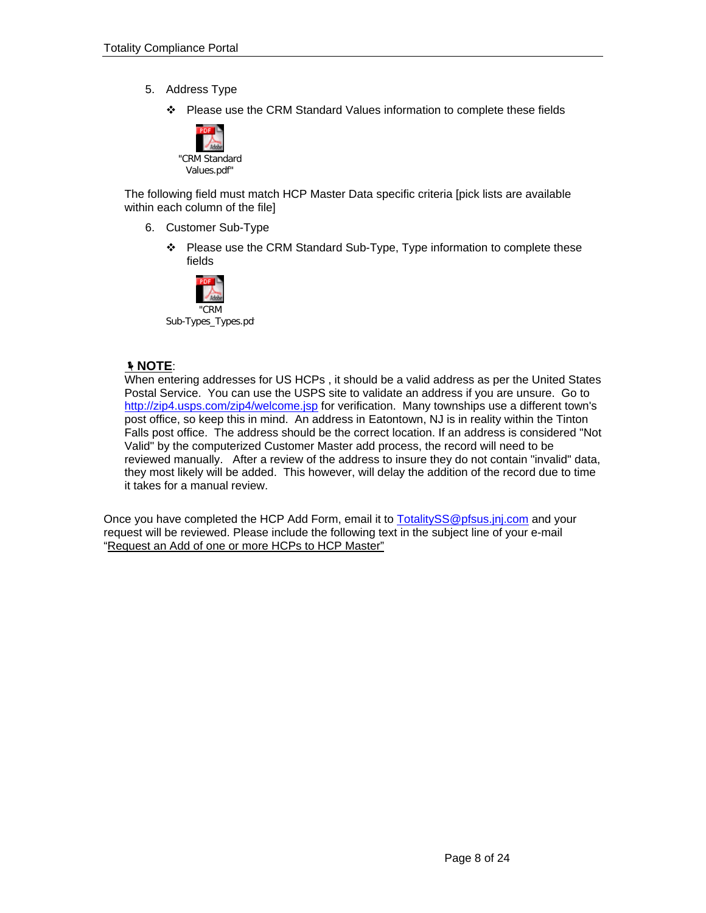5. Address Type

   ❖ Please use the CRM Standard Values information to complete these fields

   "CRM Standard Values.pdf"

The following field must match HCP Master Data specific criteria [pick lists are available within each column of the file]

6. Customer Sub-Type

   ❖ Please use the CRM Standard Sub-Type, Type information to complete these fields

   "CRM Sub-Types_Types.pd

**NOTE**:
When entering addresses for US HCPs , it should be a valid address as per the United States Postal Service. You can use the USPS site to validate an address if you are unsure. Go to [http://zip4.usps.com/zip4/welcome.jsp](http://zip4.usps.com/zip4/welcome.jsp) for verification. Many townships use a different town's post office, so keep this in mind. An address in Eatontown, NJ is in reality within the Tinton Falls post office. The address should be the correct location. If an address is considered "Not Valid" by the computerized Customer Master add process, the record will need to be reviewed manually. After a review of the address to insure they do not contain "invalid" data, they most likely will be added. This however, will delay the addition of the record due to time it takes for a manual review.

Once you have completed the HCP Add Form, email it to [TotalitySS@pfsus.jnj.com](mailto:TotalitySS@pfsus.jnj.com) and your request will be reviewed. Please include the following text in the subject line of your e-mail "Request an Add of one or more HCPs to HCP Master"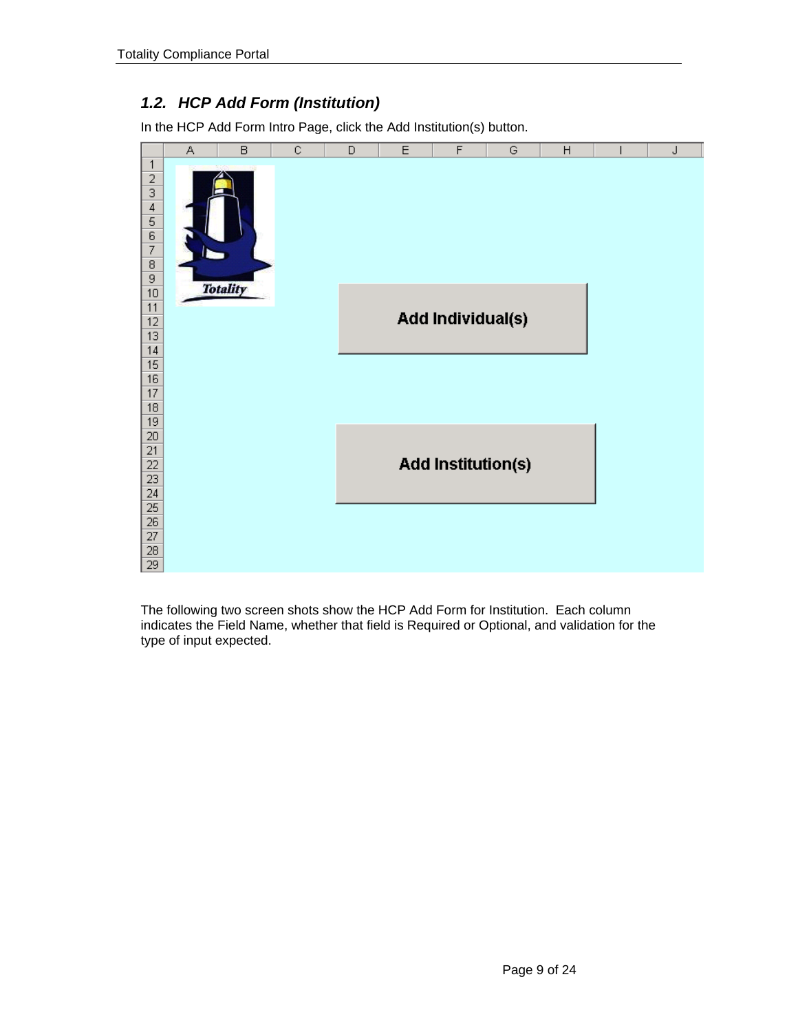### *1.2. HCP Add Form (Institution)*

In the HCP Add Form Intro Page, click the Add Institution(s) button.

The following two screen shots show the HCP Add Form for Institution. Each column indicates the Field Name, whether that field is Required or Optional, and validation for the type of input expected.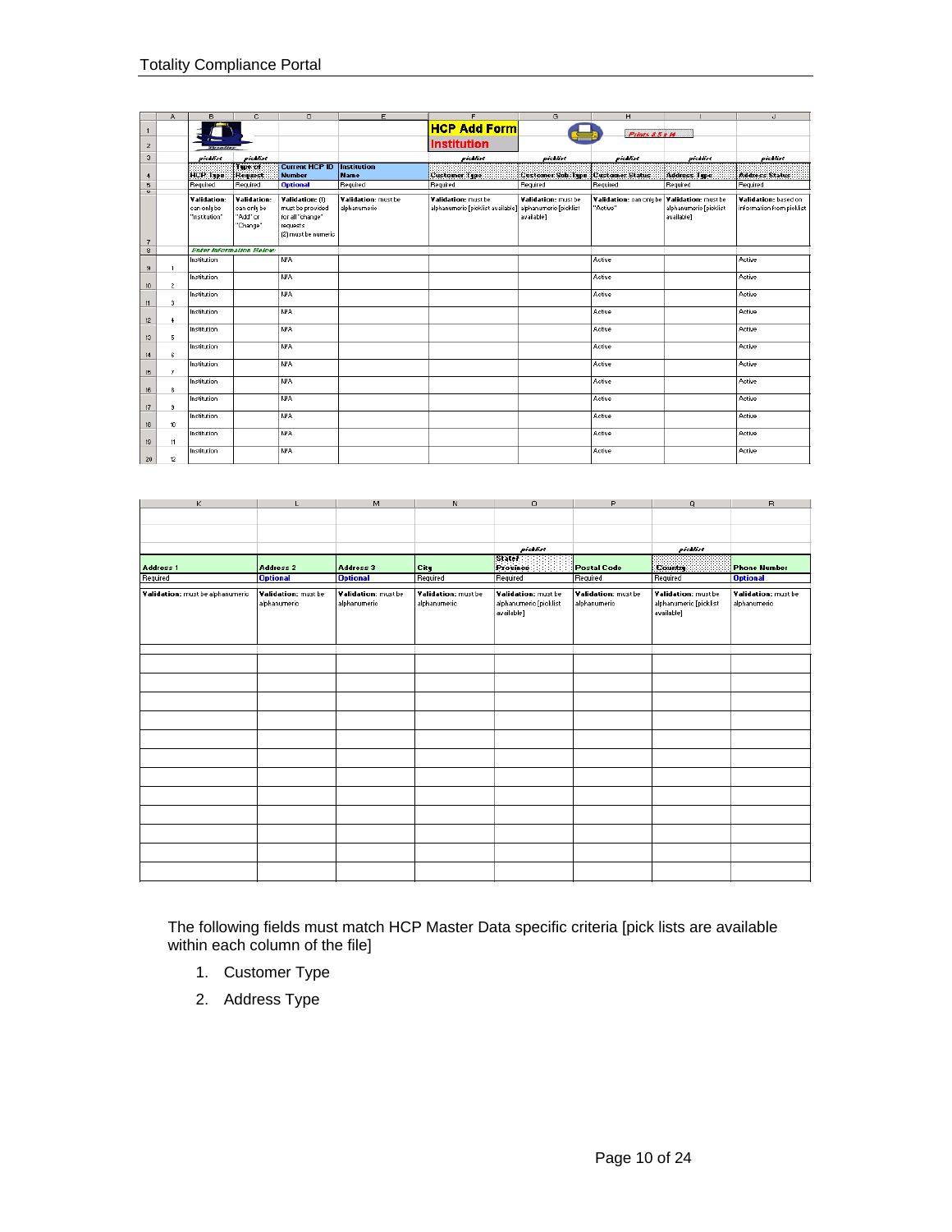| A | B | C | D | E | F | G | H | I | J |
|---|---|---|---|---|---|---|---|---|---|
| | | | | | HCP Add Form Institution | | | | |
| | picklist | picklist | | | picklist | picklist | picklist | picklist | picklist |
| | HCP Type | Type of Request | Current HCP ID Number | Institution Name | Customer Type | Customer Sub-Type | Customer Status | Address Type | Address Status |
| | Required | Required | Optional | Required | Required | Required | Required | Required | Required |
| | Validation: can only be "Institution" | Validation: can only be "Add" or "Change" | Validation: (1) must be provided for all "change" requests (2) must be numeric | Validation: must be alphanumeric | Validation: must be alphanumeric [picklist available] | Validation: must be alphanumeric [picklist available] | Validation: can only be "Active" | Validation: must be alphanumeric [picklist available] | Validation: based on information from picklist |
| | Enter Information Below: | | | | | | | | |
| 1 | Institution | | N/A | | | | Active | | Active |
| 2 | Institution | | N/A | | | | Active | | Active |
| 3 | Institution | | N/A | | | | Active | | Active |
| 4 | Institution | | N/A | | | | Active | | Active |
| 5 | Institution | | N/A | | | | Active | | Active |
| 6 | Institution | | N/A | | | | Active | | Active |
| 7 | Institution | | N/A | | | | Active | | Active |
| 8 | Institution | | N/A | | | | Active | | Active |
| 9 | Institution | | N/A | | | | Active | | Active |
| 10 | Institution | | N/A | | | | Active | | Active |
| 11 | Institution | | N/A | | | | Active | | Active |
| 12 | Institution | | N/A | | | | Active | | Active |

| K | L | M | N | O | P | Q | R |
|---|---|---|---|---|---|---|---|
| | | | | picklist | | picklist | |
| Address 1 | Address 2 | Address 3 | City | State/ Province | Postal Code | Country | Phone Number |
| Required | Optional | Optional | Required | Required | Required | Required | Optional |
| Validation: must be alphanumeric | Validation: must be alphanumeric | Validation: must be alphanumeric | Validation: must be alphanumeric | Validation: must be alphanumeric [picklist available] | Validation: must be alphanumeric | Validation: must be alphanumeric [picklist available] | Validation: must be alphanumeric |
| | | | | | | | |
| | | | | | | | |
| | | | | | | | |
| | | | | | | | |
| | | | | | | | |
| | | | | | | | |
| | | | | | | | |
| | | | | | | | |
| | | | | | | | |
| | | | | | | | |
| | | | | | | | |
| | | | | | | | |

The following fields must match HCP Master Data specific criteria [pick lists are available within each column of the file]

1. Customer Type
2. Address Type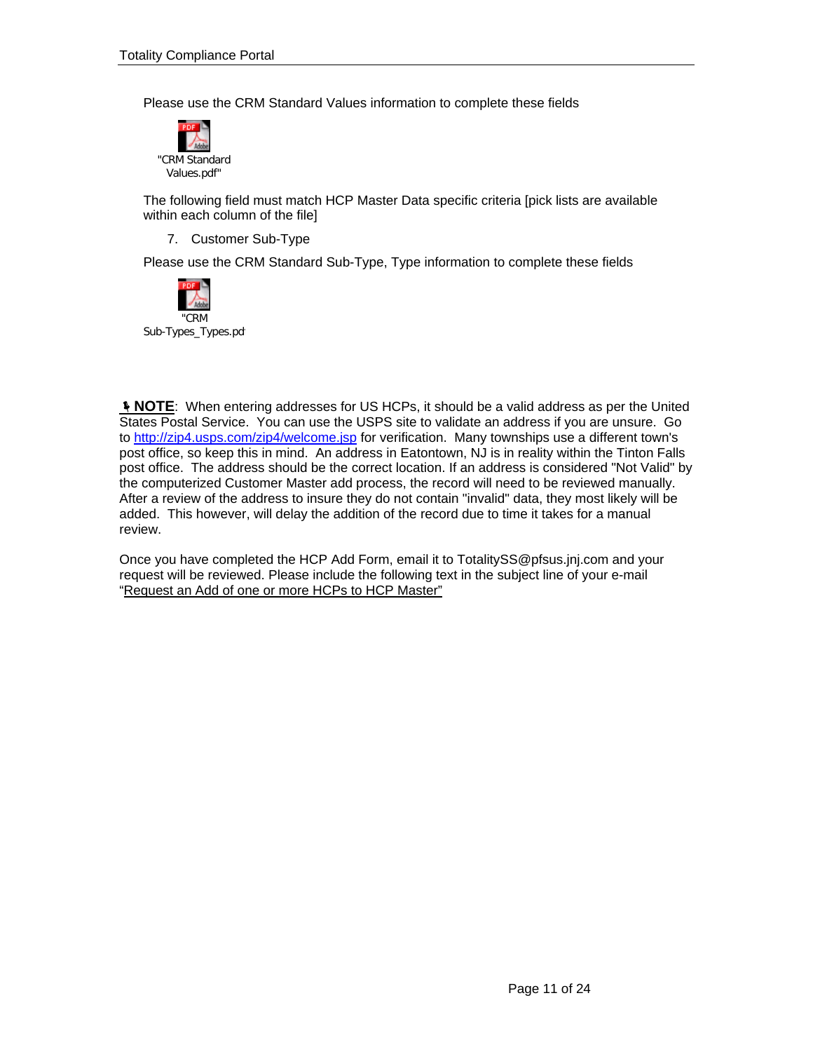Please use the CRM Standard Values information to complete these fields

"CRM Standard Values.pdf"

The following field must match HCP Master Data specific criteria [pick lists are available within each column of the file]

7. Customer Sub-Type

Please use the CRM Standard Sub-Type, Type information to complete these fields

"CRM Sub-Types_Types.pd

**NOTE**: When entering addresses for US HCPs, it should be a valid address as per the United States Postal Service. You can use the USPS site to validate an address if you are unsure. Go to http://zip4.usps.com/zip4/welcome.jsp for verification. Many townships use a different town's post office, so keep this in mind. An address in Eatontown, NJ is in reality within the Tinton Falls post office. The address should be the correct location. If an address is considered "Not Valid" by the computerized Customer Master add process, the record will need to be reviewed manually. After a review of the address to insure they do not contain "invalid" data, they most likely will be added. This however, will delay the addition of the record due to time it takes for a manual review.

Once you have completed the HCP Add Form, email it to TotalitySS@pfsus.jnj.com and your request will be reviewed. Please include the following text in the subject line of your e-mail "Request an Add of one or more HCPs to HCP Master"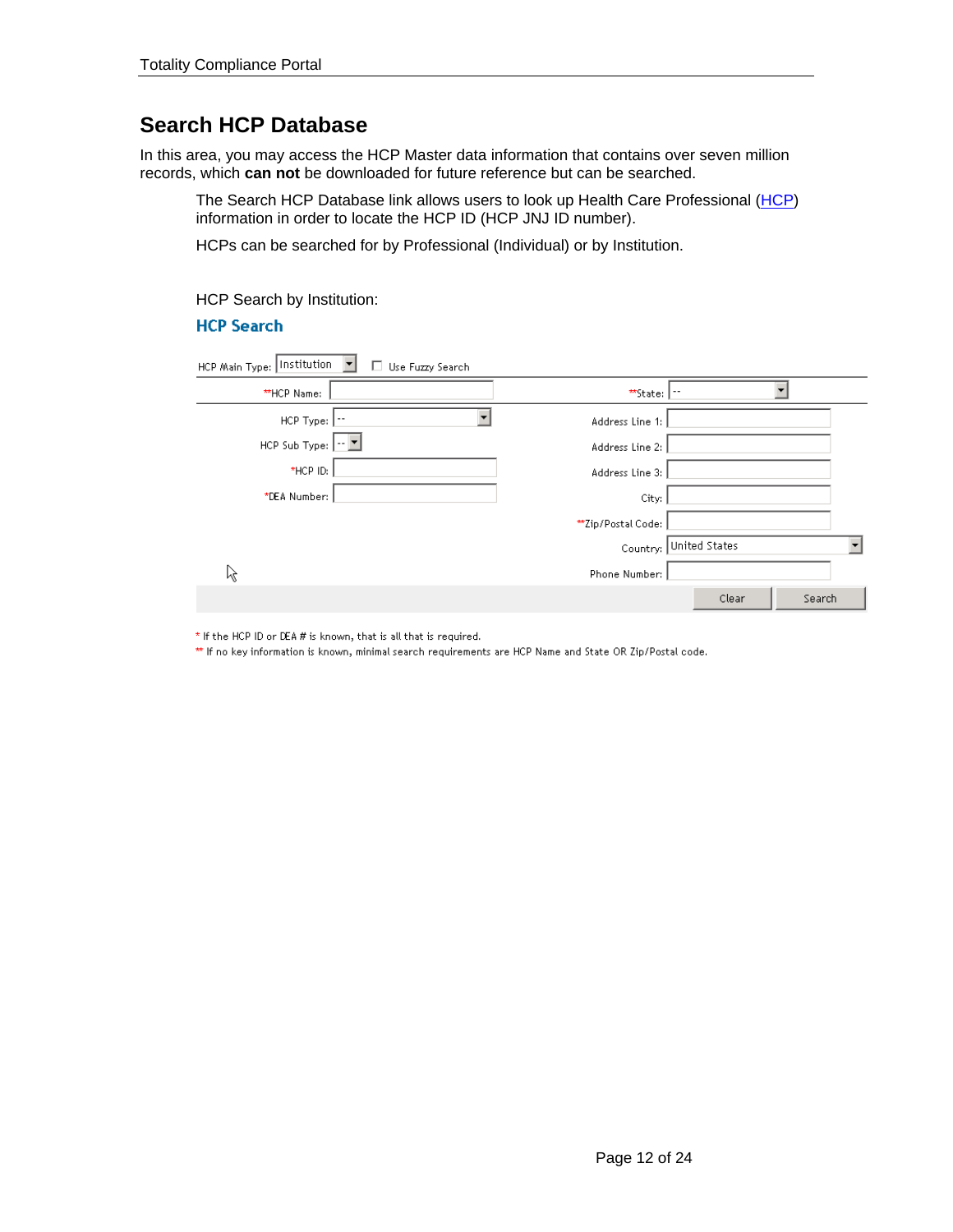## Search HCP Database

In this area, you may access the HCP Master data information that contains over seven million records, which **can not** be downloaded for future reference but can be searched.

The Search HCP Database link allows users to look up Health Care Professional (HCP) information in order to locate the HCP ID (HCP JNJ ID number).

HCPs can be searched for by Professional (Individual) or by Institution.

HCP Search by Institution:

### HCP Search

HCP Main Type: Institution ☐ Use Fuzzy Search

| | | | |
|---|---|---|---|
| **HCP Name: | | **State: | -- |
| HCP Type: | -- | Address Line 1: | |
| HCP Sub Type: | -- | Address Line 2: | |
| *HCP ID: | | Address Line 3: | |
| *DEA Number: | | City: | |
| | | **Zip/Postal Code: | |
| | | Country: | United States |
| | | Phone Number: | |

Clear | Search

\* If the HCP ID or DEA # is known, that is all that is required.

\*\* If no key information is known, minimal search requirements are HCP Name and State OR Zip/Postal code.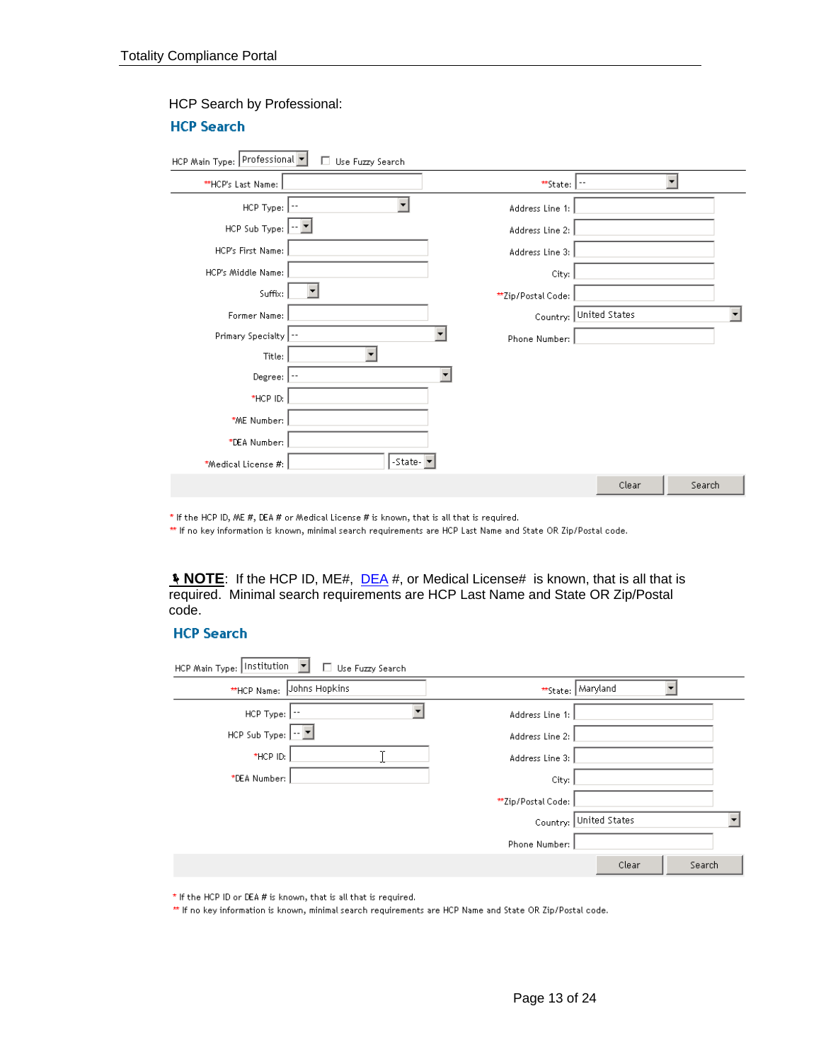HCP Search by Professional:

## HCP Search

HCP Main Type: Professional ☐ Use Fuzzy Search

| | | | |
|---|---|---|---|
| **HCP's Last Name: | | **State: | -- |
| HCP Type: | -- | Address Line 1: | |
| HCP Sub Type: | -- | Address Line 2: | |
| HCP's First Name: | | Address Line 3: | |
| HCP's Middle Name: | | City: | |
| Suffix: | | **Zip/Postal Code: | |
| Former Name: | | Country: | United States |
| Primary Specialty | -- | Phone Number: | |
| Title: | | | |
| Degree: | -- | | |
| *HCP ID: | | | |
| *ME Number: | | | |
| *DEA Number: | | | |
| *Medical License #: | -State- | | |

Clear Search

* If the HCP ID, ME #, DEA # or Medical License # is known, that is all that is required.
** If no key information is known, minimal search requirements are HCP Last Name and State OR Zip/Postal code.

**NOTE**: If the HCP ID, ME#, DEA #, or Medical License# is known, that is all that is required. Minimal search requirements are HCP Last Name and State OR Zip/Postal code.

## HCP Search

HCP Main Type: Institution ☐ Use Fuzzy Search

| | | | |
|---|---|---|---|
| **HCP Name: | Johns Hopkins | **State: | Maryland |
| HCP Type: | -- | Address Line 1: | |
| HCP Sub Type: | -- | Address Line 2: | |
| *HCP ID: | | Address Line 3: | |
| *DEA Number: | | City: | |
| | | **Zip/Postal Code: | |
| | | Country: | United States |
| | | Phone Number: | |

Clear Search

* If the HCP ID or DEA # is known, that is all that is required.
** If no key information is known, minimal search requirements are HCP Name and State OR Zip/Postal code.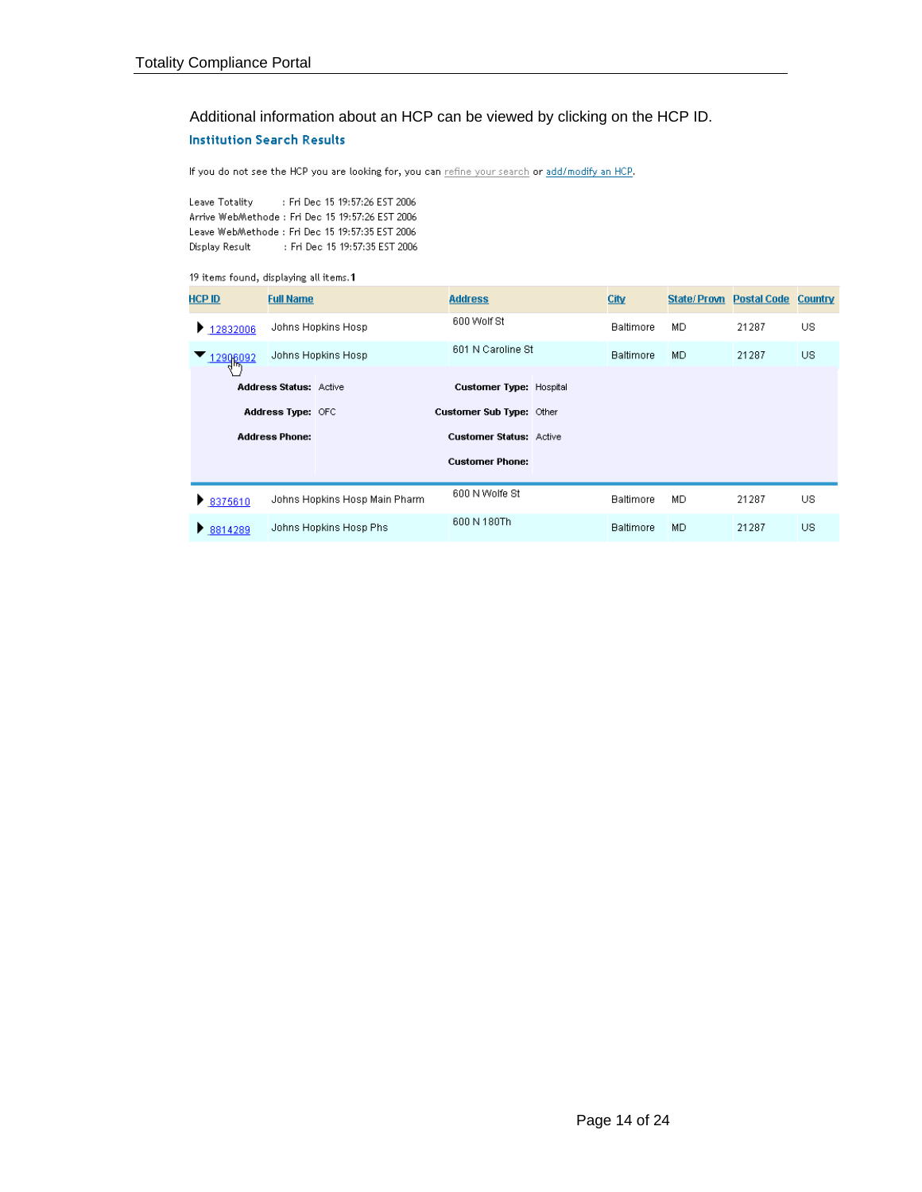Additional information about an HCP can be viewed by clicking on the HCP ID.

### Institution Search Results

If you do not see the HCP you are looking for, you can refine your search or add/modify an HCP.

Leave Totality : Fri Dec 15 19:57:26 EST 2006
Arrive WebMethode : Fri Dec 15 19:57:26 EST 2006
Leave WebMethode : Fri Dec 15 19:57:35 EST 2006
Display Result : Fri Dec 15 19:57:35 EST 2006

19 items found, displaying all items.**1**

| HCP ID | Full Name | Address | City | State/Provn | Postal Code | Country |
|---|---|---|---|---|---|---|
| ▶ 12832006 | Johns Hopkins Hosp | 600 Wolf St | Baltimore | MD | 21287 | US |
| ▼ 12906092 | Johns Hopkins Hosp | 601 N Caroline St | Baltimore | MD | 21287 | US |
| ▶ 8375610 | Johns Hopkins Hosp Main Pharm | 600 N Wolfe St | Baltimore | MD | 21287 | US |
| ▶ 8814289 | Johns Hopkins Hosp Phs | 600 N 180Th | Baltimore | MD | 21287 | US |

Expanded details for HCP ID 12906092:

| | | | |
|---|---|---|---|
| **Address Status:** | Active | **Customer Type:** | Hospital |
| **Address Type:** | OFC | **Customer Sub Type:** | Other |
| **Address Phone:** | | **Customer Status:** | Active |
| | | **Customer Phone:** | |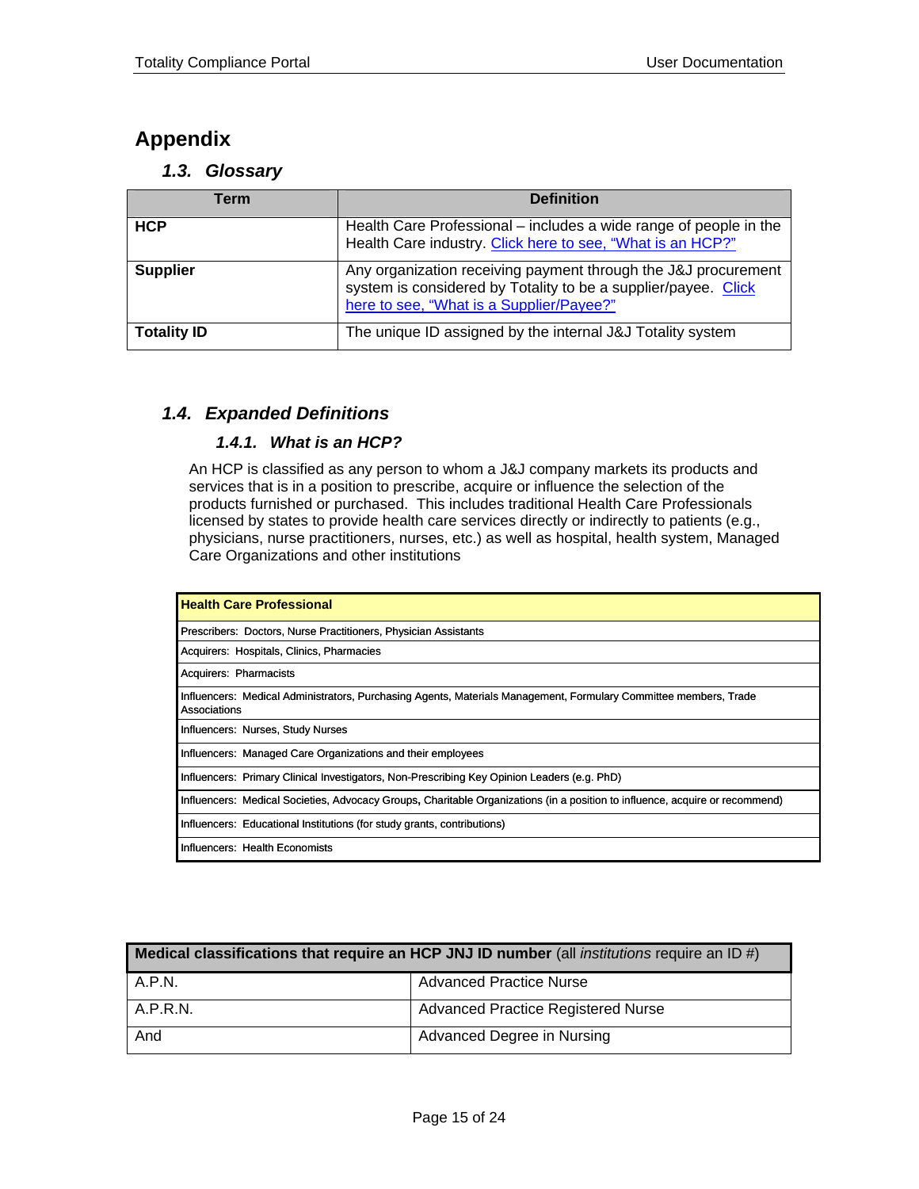# Appendix

## *1.3. Glossary*

| Term | Definition |
|---|---|
| **HCP** | Health Care Professional – includes a wide range of people in the Health Care industry. Click here to see, "What is an HCP?" |
| **Supplier** | Any organization receiving payment through the J&J procurement system is considered by Totality to be a supplier/payee. Click here to see, "What is a Supplier/Payee?" |
| **Totality ID** | The unique ID assigned by the internal J&J Totality system |

## *1.4. Expanded Definitions*

### *1.4.1. What is an HCP?*

An HCP is classified as any person to whom a J&J company markets its products and services that is in a position to prescribe, acquire or influence the selection of the products furnished or purchased. This includes traditional Health Care Professionals licensed by states to provide health care services directly or indirectly to patients (e.g., physicians, nurse practitioners, nurses, etc.) as well as hospital, health system, Managed Care Organizations and other institutions

| **Health Care Professional** |
|---|
| Prescribers: Doctors, Nurse Practitioners, Physician Assistants |
| Acquirers: Hospitals, Clinics, Pharmacies |
| Acquirers: Pharmacists |
| Influencers: Medical Administrators, Purchasing Agents, Materials Management, Formulary Committee members, Trade Associations |
| Influencers: Nurses, Study Nurses |
| Influencers: Managed Care Organizations and their employees |
| Influencers: Primary Clinical Investigators, Non-Prescribing Key Opinion Leaders (e.g. PhD) |
| Influencers: Medical Societies, Advocacy Groups, Charitable Organizations (in a position to influence, acquire or recommend) |
| Influencers: Educational Institutions (for study grants, contributions) |
| Influencers: Health Economists |

| **Medical classifications that require an HCP JNJ ID number** (all *institutions* require an ID #) | |
|---|---|
| A.P.N. | Advanced Practice Nurse |
| A.P.R.N. | Advanced Practice Registered Nurse |
| And | Advanced Degree in Nursing |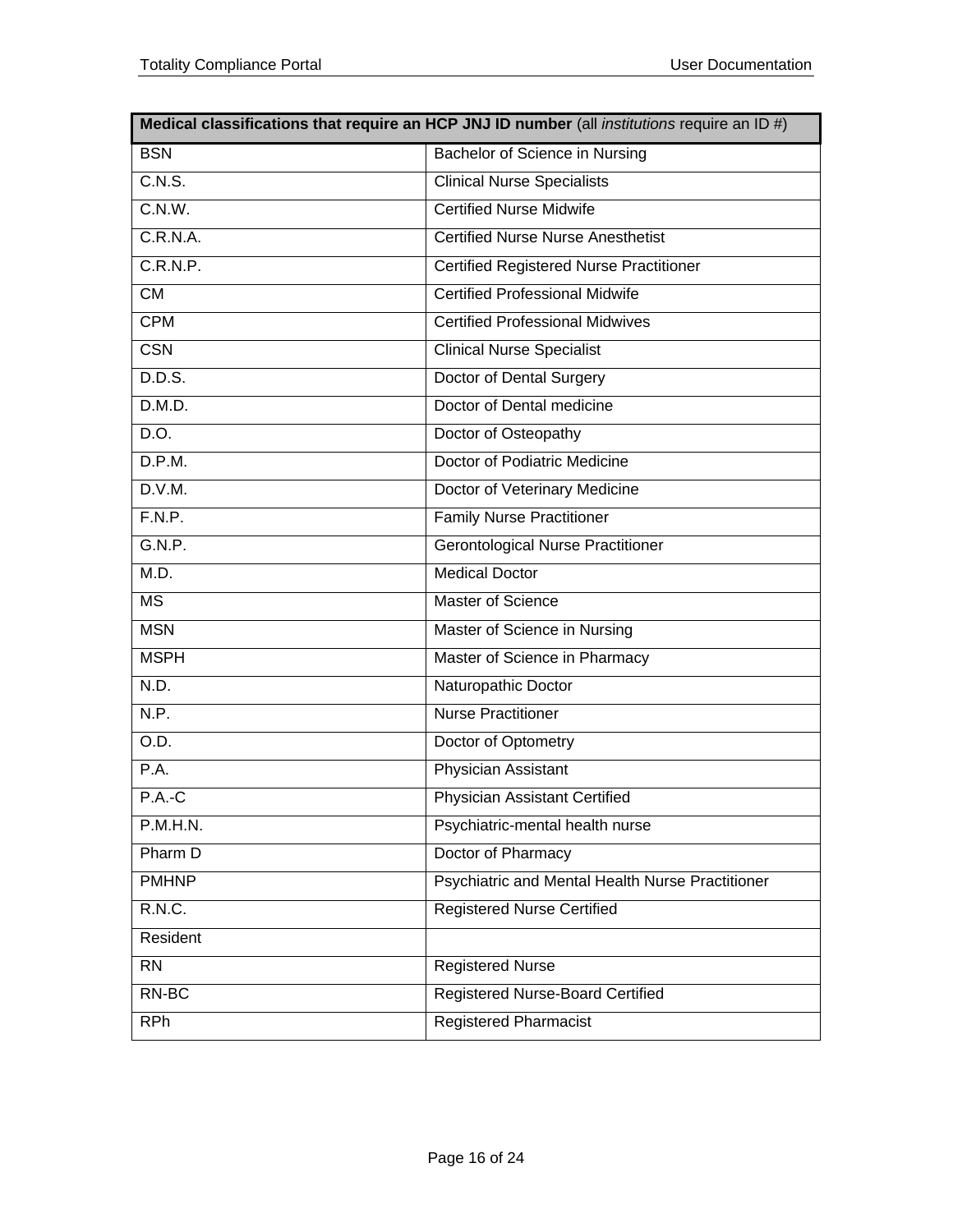| **Medical classifications that require an HCP JNJ ID number** (all *institutions* require an ID #) | |
|---|---|
| BSN | Bachelor of Science in Nursing |
| C.N.S. | Clinical Nurse Specialists |
| C.N.W. | Certified Nurse Midwife |
| C.R.N.A. | Certified Nurse Nurse Anesthetist |
| C.R.N.P. | Certified Registered Nurse Practitioner |
| CM | Certified Professional Midwife |
| CPM | Certified Professional Midwives |
| CSN | Clinical Nurse Specialist |
| D.D.S. | Doctor of Dental Surgery |
| D.M.D. | Doctor of Dental medicine |
| D.O. | Doctor of Osteopathy |
| D.P.M. | Doctor of Podiatric Medicine |
| D.V.M. | Doctor of Veterinary Medicine |
| F.N.P. | Family Nurse Practitioner |
| G.N.P. | Gerontological Nurse Practitioner |
| M.D. | Medical Doctor |
| MS | Master of Science |
| MSN | Master of Science in Nursing |
| MSPH | Master of Science in Pharmacy |
| N.D. | Naturopathic Doctor |
| N.P. | Nurse Practitioner |
| O.D. | Doctor of Optometry |
| P.A. | Physician Assistant |
| P.A.-C | Physician Assistant Certified |
| P.M.H.N. | Psychiatric-mental health nurse |
| Pharm D | Doctor of Pharmacy |
| PMHNP | Psychiatric and Mental Health Nurse Practitioner |
| R.N.C. | Registered Nurse Certified |
| Resident | |
| RN | Registered Nurse |
| RN-BC | Registered Nurse-Board Certified |
| RPh | Registered Pharmacist |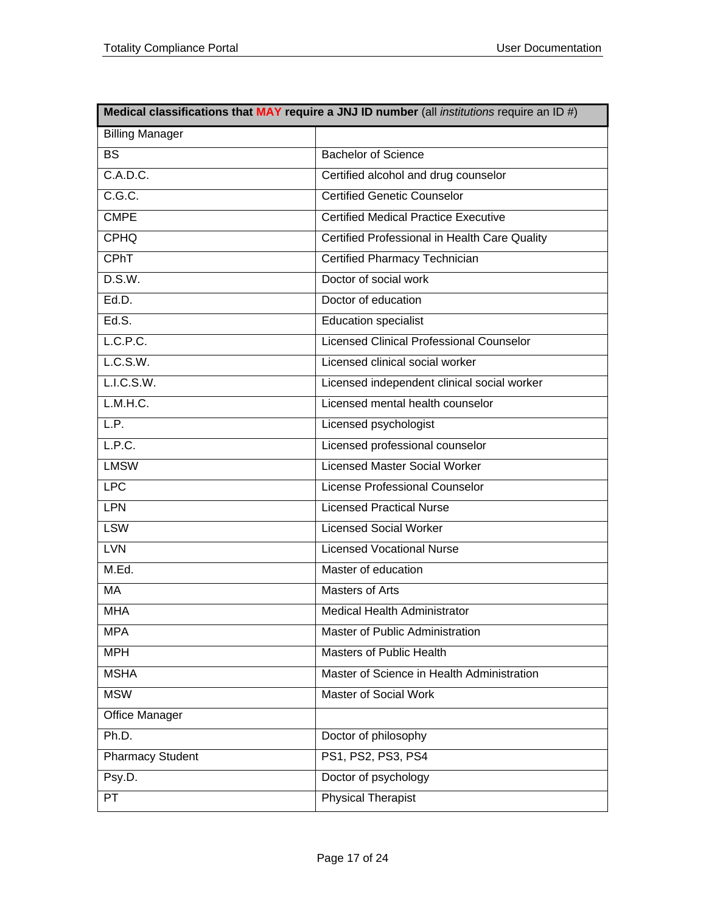| **Medical classifications that MAY require a JNJ ID number** (all *institutions* require an ID #) | |
|---|---|
| Billing Manager | |
| BS | Bachelor of Science |
| C.A.D.C. | Certified alcohol and drug counselor |
| C.G.C. | Certified Genetic Counselor |
| CMPE | Certified Medical Practice Executive |
| CPHQ | Certified Professional in Health Care Quality |
| CPhT | Certified Pharmacy Technician |
| D.S.W. | Doctor of social work |
| Ed.D. | Doctor of education |
| Ed.S. | Education specialist |
| L.C.P.C. | Licensed Clinical Professional Counselor |
| L.C.S.W. | Licensed clinical social worker |
| L.I.C.S.W. | Licensed independent clinical social worker |
| L.M.H.C. | Licensed mental health counselor |
| L.P. | Licensed psychologist |
| L.P.C. | Licensed professional counselor |
| LMSW | Licensed Master Social Worker |
| LPC | License Professional Counselor |
| LPN | Licensed Practical Nurse |
| LSW | Licensed Social Worker |
| LVN | Licensed Vocational Nurse |
| M.Ed. | Master of education |
| MA | Masters of Arts |
| MHA | Medical Health Administrator |
| MPA | Master of Public Administration |
| MPH | Masters of Public Health |
| MSHA | Master of Science in Health Administration |
| MSW | Master of Social Work |
| Office Manager | |
| Ph.D. | Doctor of philosophy |
| Pharmacy Student | PS1, PS2, PS3, PS4 |
| Psy.D. | Doctor of psychology |
| PT | Physical Therapist |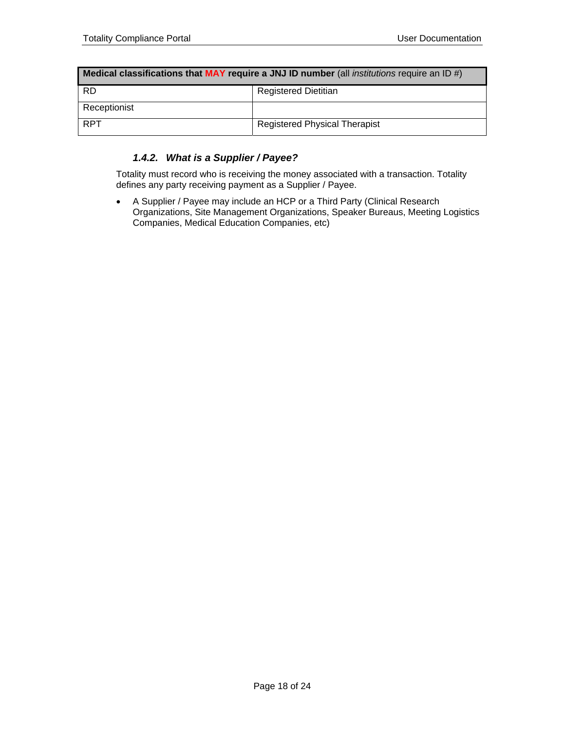| **Medical classifications that MAY require a JNJ ID number** (all *institutions* require an ID #) | |
|---|---|
| RD | Registered Dietitian |
| Receptionist | |
| RPT | Registered Physical Therapist |

### *1.4.2. What is a Supplier / Payee?*

Totality must record who is receiving the money associated with a transaction. Totality defines any party receiving payment as a Supplier / Payee.

- A Supplier / Payee may include an HCP or a Third Party (Clinical Research Organizations, Site Management Organizations, Speaker Bureaus, Meeting Logistics Companies, Medical Education Companies, etc)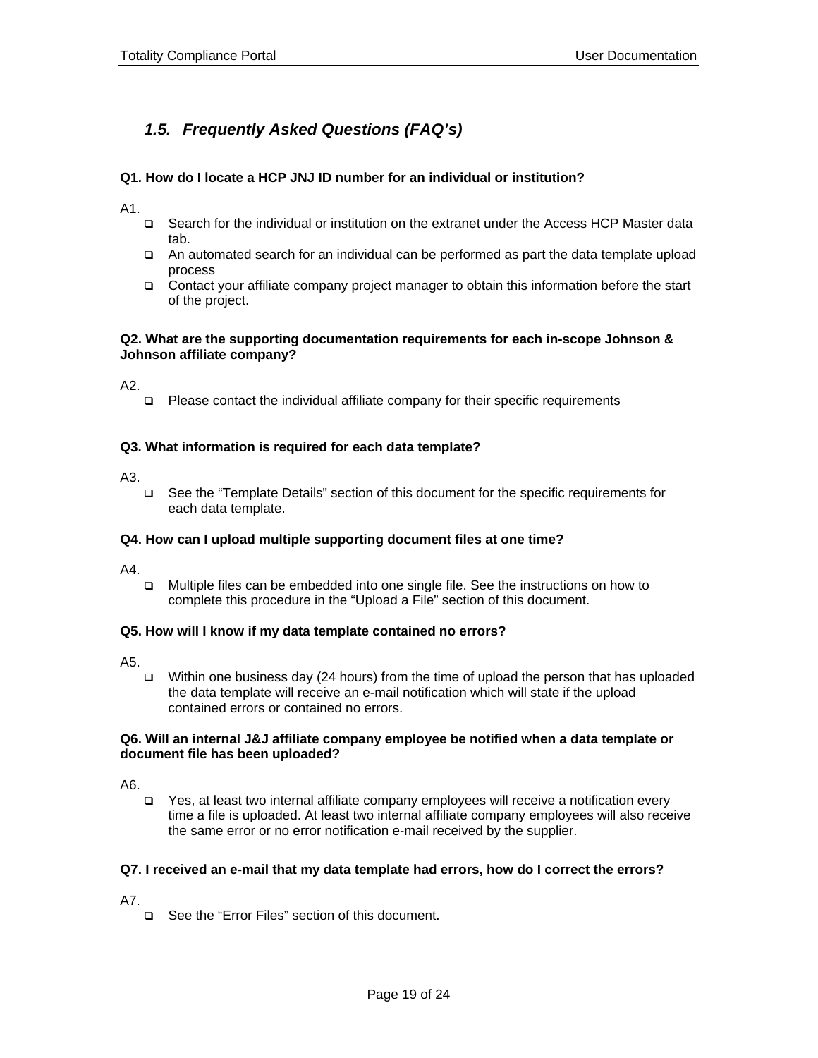### 1.5. Frequently Asked Questions (FAQ's)

**Q1. How do I locate a HCP JNJ ID number for an individual or institution?**

A1.

- Search for the individual or institution on the extranet under the Access HCP Master data tab.
- An automated search for an individual can be performed as part the data template upload process
- Contact your affiliate company project manager to obtain this information before the start of the project.

**Q2. What are the supporting documentation requirements for each in-scope Johnson & Johnson affiliate company?**

A2.

- Please contact the individual affiliate company for their specific requirements

**Q3. What information is required for each data template?**

A3.

- See the "Template Details" section of this document for the specific requirements for each data template.

**Q4. How can I upload multiple supporting document files at one time?**

A4.

- Multiple files can be embedded into one single file. See the instructions on how to complete this procedure in the "Upload a File" section of this document.

**Q5. How will I know if my data template contained no errors?**

A5.

- Within one business day (24 hours) from the time of upload the person that has uploaded the data template will receive an e-mail notification which will state if the upload contained errors or contained no errors.

**Q6. Will an internal J&J affiliate company employee be notified when a data template or document file has been uploaded?**

A6.

- Yes, at least two internal affiliate company employees will receive a notification every time a file is uploaded. At least two internal affiliate company employees will also receive the same error or no error notification e-mail received by the supplier.

**Q7. I received an e-mail that my data template had errors, how do I correct the errors?**

A7.

- See the "Error Files" section of this document.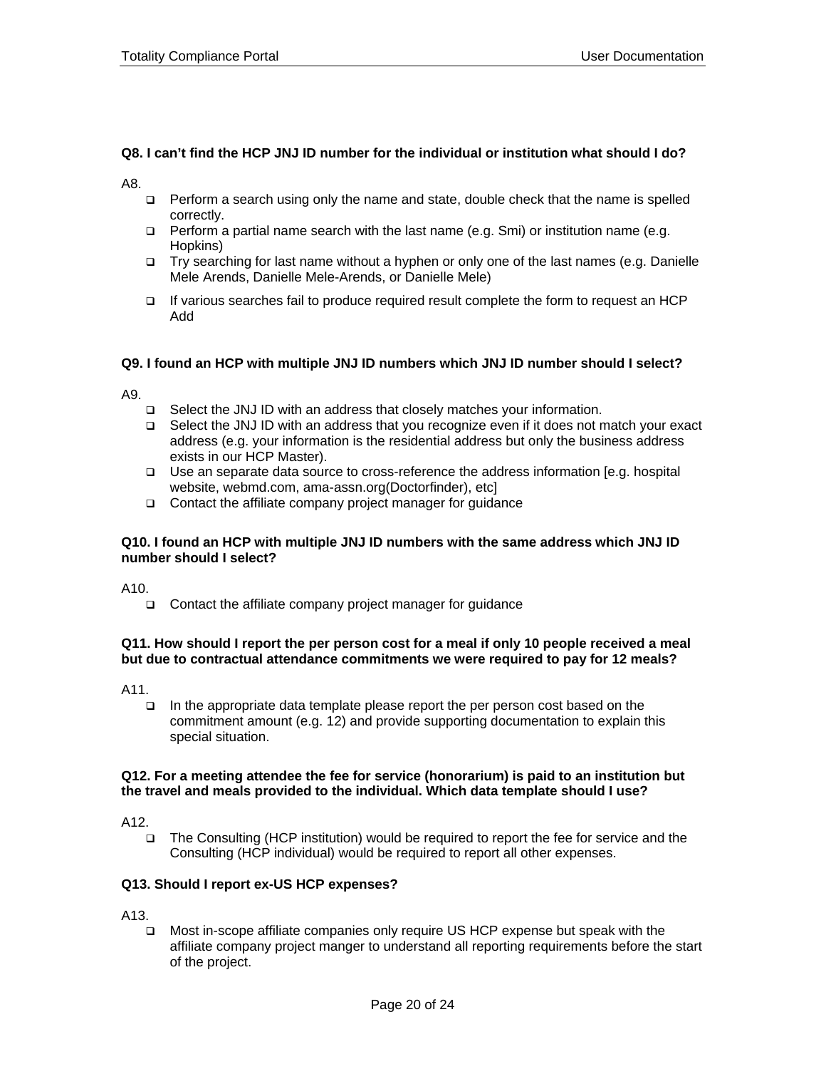**Q8. I can't find the HCP JNJ ID number for the individual or institution what should I do?**

A8.

- Perform a search using only the name and state, double check that the name is spelled correctly.
- Perform a partial name search with the last name (e.g. Smi) or institution name (e.g. Hopkins)
- Try searching for last name without a hyphen or only one of the last names (e.g. Danielle Mele Arends, Danielle Mele-Arends, or Danielle Mele)
- If various searches fail to produce required result complete the form to request an HCP Add

**Q9. I found an HCP with multiple JNJ ID numbers which JNJ ID number should I select?**

A9.

- Select the JNJ ID with an address that closely matches your information.
- Select the JNJ ID with an address that you recognize even if it does not match your exact address (e.g. your information is the residential address but only the business address exists in our HCP Master).
- Use an separate data source to cross-reference the address information [e.g. hospital website, webmd.com, ama-assn.org(Doctorfinder), etc]
- Contact the affiliate company project manager for guidance

**Q10. I found an HCP with multiple JNJ ID numbers with the same address which JNJ ID number should I select?**

A10.

- Contact the affiliate company project manager for guidance

**Q11. How should I report the per person cost for a meal if only 10 people received a meal but due to contractual attendance commitments we were required to pay for 12 meals?**

A11.

- In the appropriate data template please report the per person cost based on the commitment amount (e.g. 12) and provide supporting documentation to explain this special situation.

**Q12. For a meeting attendee the fee for service (honorarium) is paid to an institution but the travel and meals provided to the individual. Which data template should I use?**

A12.

- The Consulting (HCP institution) would be required to report the fee for service and the Consulting (HCP individual) would be required to report all other expenses.

**Q13. Should I report ex-US HCP expenses?**

A13.

- Most in-scope affiliate companies only require US HCP expense but speak with the affiliate company project manger to understand all reporting requirements before the start of the project.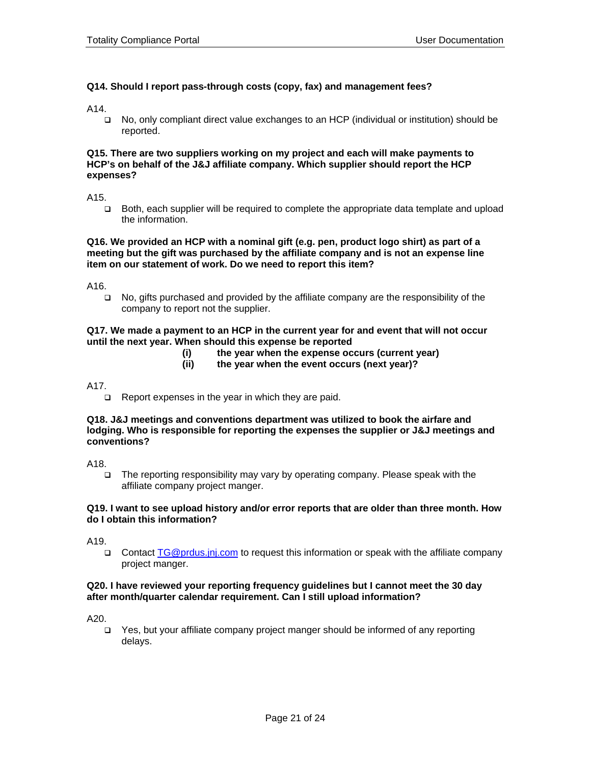**Q14. Should I report pass-through costs (copy, fax) and management fees?**

A14.

- No, only compliant direct value exchanges to an HCP (individual or institution) should be reported.

**Q15. There are two suppliers working on my project and each will make payments to HCP's on behalf of the J&J affiliate company. Which supplier should report the HCP expenses?**

A15.

- Both, each supplier will be required to complete the appropriate data template and upload the information.

**Q16. We provided an HCP with a nominal gift (e.g. pen, product logo shirt) as part of a meeting but the gift was purchased by the affiliate company and is not an expense line item on our statement of work. Do we need to report this item?**

A16.

- No, gifts purchased and provided by the affiliate company are the responsibility of the company to report not the supplier.

**Q17. We made a payment to an HCP in the current year for and event that will not occur until the next year. When should this expense be reported**

**(i) the year when the expense occurs (current year)**
**(ii) the year when the event occurs (next year)?**

A17.

- Report expenses in the year in which they are paid.

**Q18. J&J meetings and conventions department was utilized to book the airfare and lodging. Who is responsible for reporting the expenses the supplier or J&J meetings and conventions?**

A18.

- The reporting responsibility may vary by operating company. Please speak with the affiliate company project manger.

**Q19. I want to see upload history and/or error reports that are older than three month. How do I obtain this information?**

A19.

- Contact [TG@prdus.jnj.com](mailto:TG@prdus.jnj.com) to request this information or speak with the affiliate company project manger.

**Q20. I have reviewed your reporting frequency guidelines but I cannot meet the 30 day after month/quarter calendar requirement. Can I still upload information?**

A20.

- Yes, but your affiliate company project manger should be informed of any reporting delays.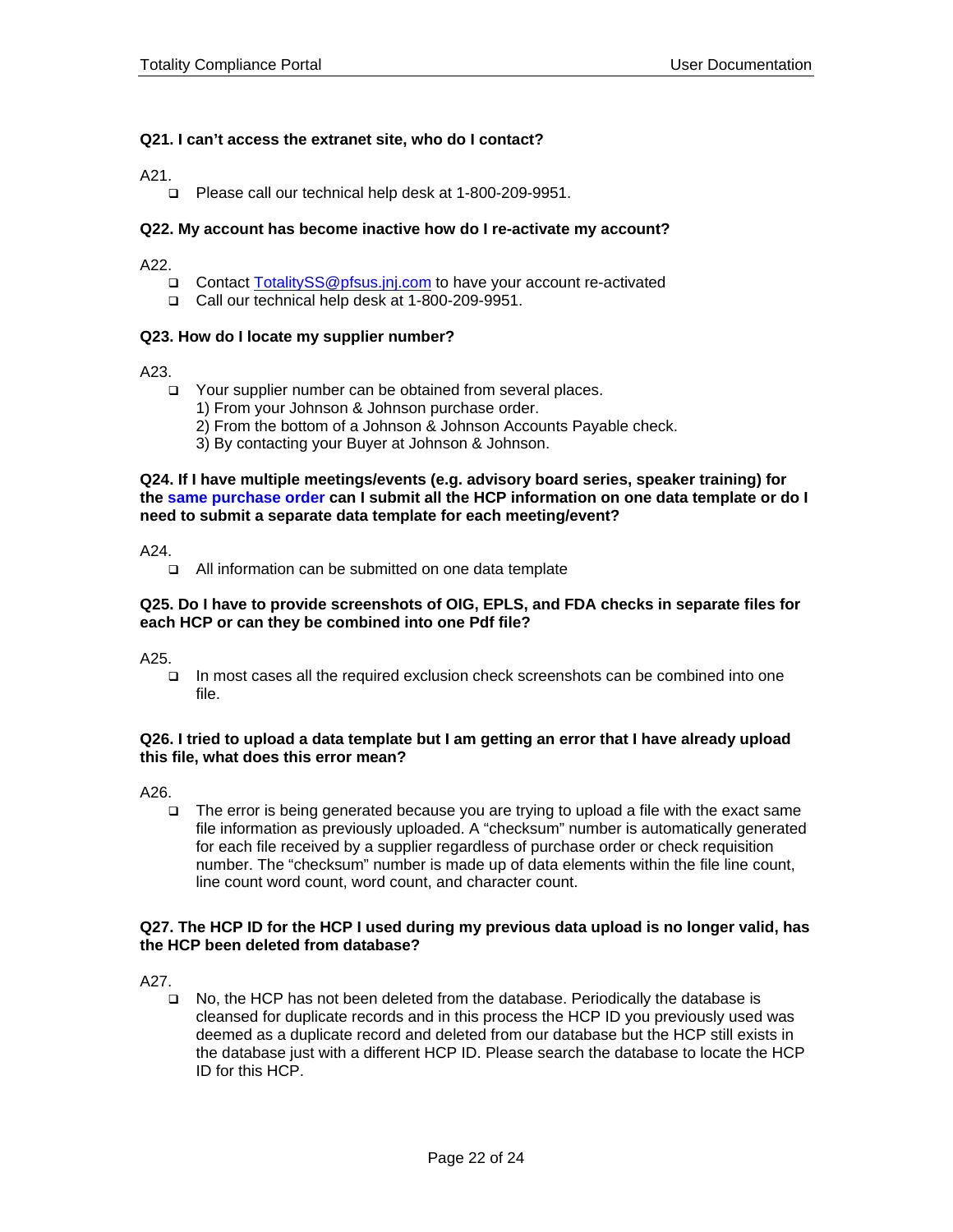**Q21. I can't access the extranet site, who do I contact?**

A21.

- Please call our technical help desk at 1-800-209-9951.

**Q22. My account has become inactive how do I re-activate my account?**

A22.

- Contact TotalitySS@pfsus.jnj.com to have your account re-activated
- Call our technical help desk at 1-800-209-9951.

**Q23. How do I locate my supplier number?**

A23.

- Your supplier number can be obtained from several places.
  1) From your Johnson & Johnson purchase order.
  2) From the bottom of a Johnson & Johnson Accounts Payable check.
  3) By contacting your Buyer at Johnson & Johnson.

**Q24. If I have multiple meetings/events (e.g. advisory board series, speaker training) for the same purchase order can I submit all the HCP information on one data template or do I need to submit a separate data template for each meeting/event?**

A24.

- All information can be submitted on one data template

**Q25. Do I have to provide screenshots of OIG, EPLS, and FDA checks in separate files for each HCP or can they be combined into one Pdf file?**

A25.

- In most cases all the required exclusion check screenshots can be combined into one file.

**Q26. I tried to upload a data template but I am getting an error that I have already upload this file, what does this error mean?**

A26.

- The error is being generated because you are trying to upload a file with the exact same file information as previously uploaded. A "checksum" number is automatically generated for each file received by a supplier regardless of purchase order or check requisition number. The "checksum" number is made up of data elements within the file line count, line count word count, word count, and character count.

**Q27. The HCP ID for the HCP I used during my previous data upload is no longer valid, has the HCP been deleted from database?**

A27.

- No, the HCP has not been deleted from the database. Periodically the database is cleansed for duplicate records and in this process the HCP ID you previously used was deemed as a duplicate record and deleted from our database but the HCP still exists in the database just with a different HCP ID. Please search the database to locate the HCP ID for this HCP.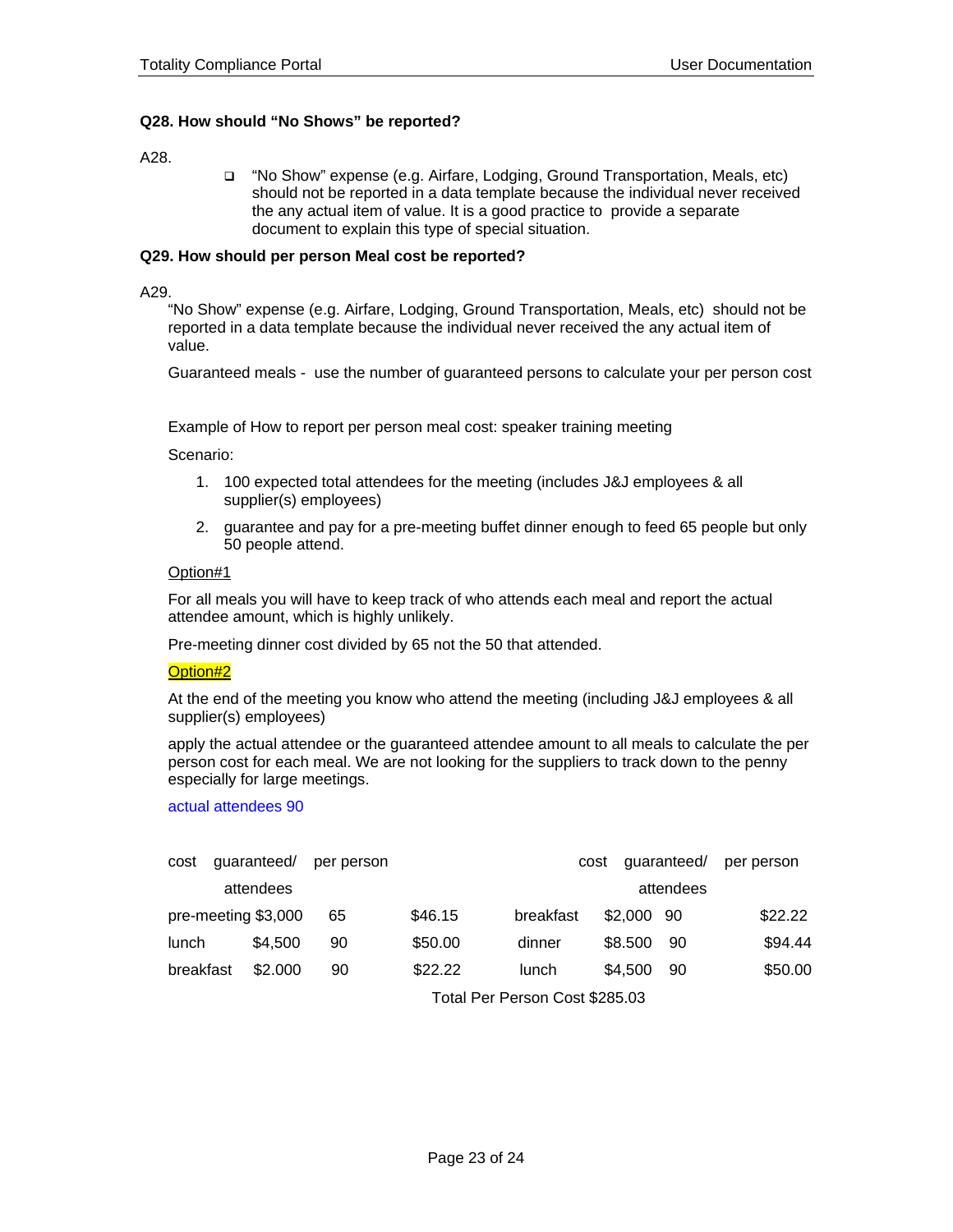**Q28. How should "No Shows" be reported?**

A28.

- "No Show" expense (e.g. Airfare, Lodging, Ground Transportation, Meals, etc) should not be reported in a data template because the individual never received the any actual item of value. It is a good practice to provide a separate document to explain this type of special situation.

**Q29. How should per person Meal cost be reported?**

A29.

"No Show" expense (e.g. Airfare, Lodging, Ground Transportation, Meals, etc) should not be reported in a data template because the individual never received the any actual item of value.

Guaranteed meals - use the number of guaranteed persons to calculate your per person cost

Example of How to report per person meal cost: speaker training meeting

Scenario:

1. 100 expected total attendees for the meeting (includes J&J employees & all supplier(s) employees)
2. guarantee and pay for a pre-meeting buffet dinner enough to feed 65 people but only 50 people attend.

Option#1

For all meals you will have to keep track of who attends each meal and report the actual attendee amount, which is highly unlikely.

Pre-meeting dinner cost divided by 65 not the 50 that attended.

Option#2

At the end of the meeting you know who attend the meeting (including J&J employees & all supplier(s) employees)

apply the actual attendee or the guaranteed attendee amount to all meals to calculate the per person cost for each meal. We are not looking for the suppliers to track down to the penny especially for large meetings.

actual attendees 90

| | cost | guaranteed/ attendees | per person | | cost | guaranteed/ attendees | per person |
|---|---|---|---|---|---|---|---|
| pre-meeting | $3,000 | 65 | $46.15 | breakfast | $2,000 | 90 | $22.22 |
| lunch | $4,500 | 90 | $50.00 | dinner | $8.500 | 90 | $94.44 |
| breakfast | $2.000 | 90 | $22.22 | lunch | $4,500 | 90 | $50.00 |

Total Per Person Cost $285.03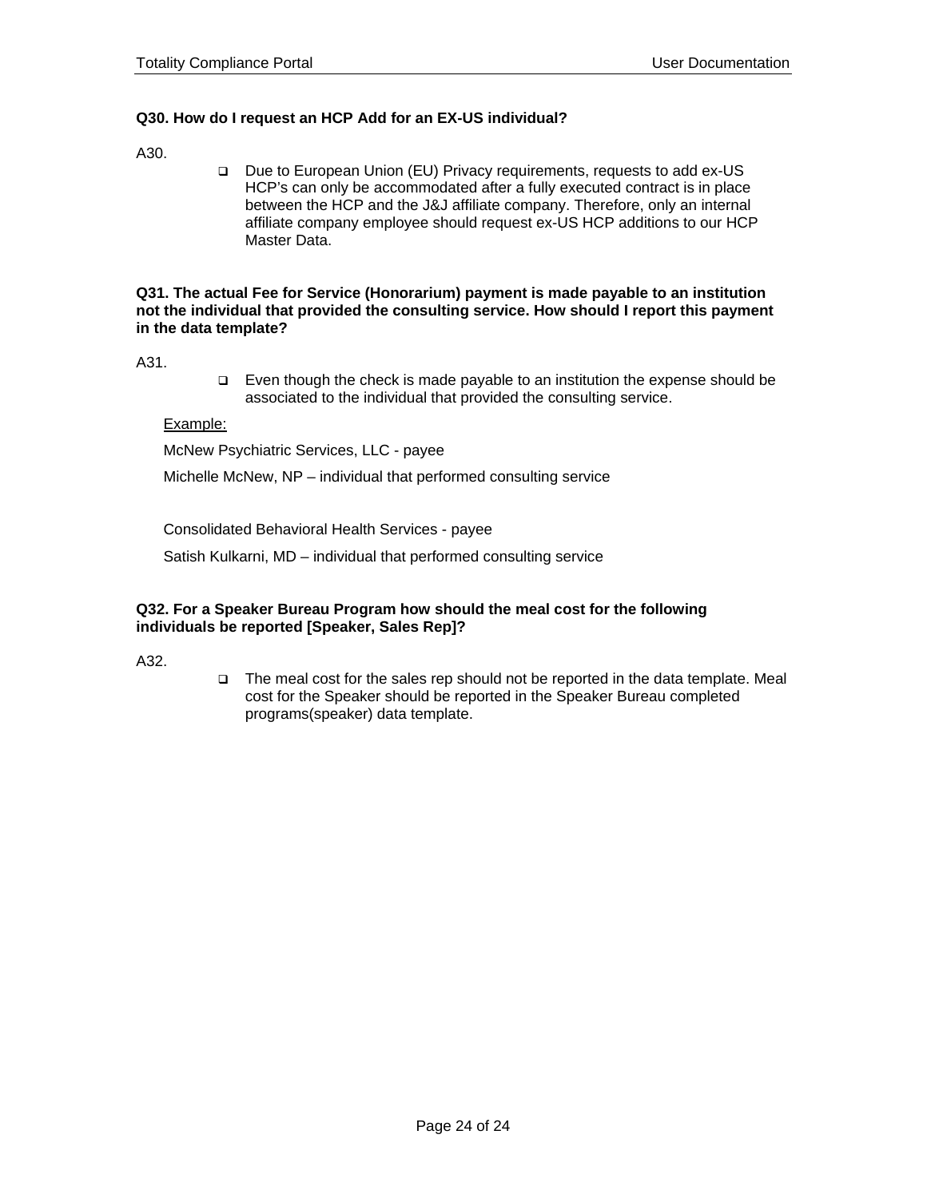**Q30. How do I request an HCP Add for an EX-US individual?**

A30.

- Due to European Union (EU) Privacy requirements, requests to add ex-US HCP's can only be accommodated after a fully executed contract is in place between the HCP and the J&J affiliate company. Therefore, only an internal affiliate company employee should request ex-US HCP additions to our HCP Master Data.

**Q31. The actual Fee for Service (Honorarium) payment is made payable to an institution not the individual that provided the consulting service. How should I report this payment in the data template?**

A31.

- Even though the check is made payable to an institution the expense should be associated to the individual that provided the consulting service.

Example:

McNew Psychiatric Services, LLC - payee

Michelle McNew, NP – individual that performed consulting service

Consolidated Behavioral Health Services - payee

Satish Kulkarni, MD – individual that performed consulting service

**Q32. For a Speaker Bureau Program how should the meal cost for the following individuals be reported [Speaker, Sales Rep]?**

A32.

- The meal cost for the sales rep should not be reported in the data template. Meal cost for the Speaker should be reported in the Speaker Bureau completed programs(speaker) data template.